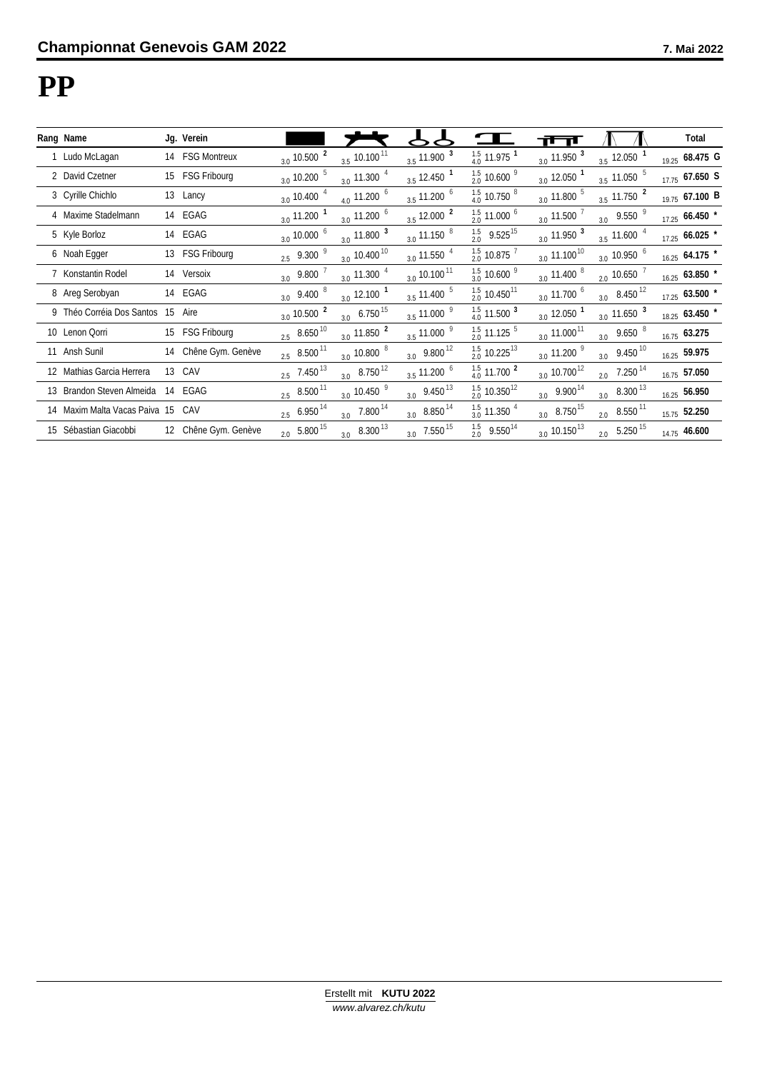## Championnat Genevois GAM 2022

7. Mai 2022

# PP

| Rang | Name | Jg. | Verein | Boden | Pauschenpferd | Ringe | Sprung | Barren | Reck | Total |
|---|---|---|---|---|---|---|---|---|---|---|
| 1 | Ludo McLagan | 14 | FSG Montreux | 3.0 10.500 2 | 3.5 10.100 11 | 3.5 11.900 3 | 1.5 4.0 11.975 1 | 3.0 11.950 3 | 3.5 12.050 1 | 19.25 68.475 G |
| 2 | David Czetner | 15 | FSG Fribourg | 3.0 10.200 5 | 3.0 11.300 4 | 3.5 12.450 1 | 1.5 2.0 10.600 9 | 3.0 12.050 1 | 3.5 11.050 5 | 17.75 67.650 S |
| 3 | Cyrille Chichlo | 13 | Lancy | 3.0 10.400 4 | 4.0 11.200 6 | 3.5 11.200 6 | 1.5 4.0 10.750 8 | 3.0 11.800 5 | 3.5 11.750 2 | 19.75 67.100 B |
| 4 | Maxime Stadelmann | 14 | EGAG | 3.0 11.200 1 | 3.0 11.200 6 | 3.5 12.000 2 | 1.5 2.0 11.000 6 | 3.0 11.500 7 | 3.0 9.550 9 | 17.25 66.450 * |
| 5 | Kyle Borloz | 14 | EGAG | 3.0 10.000 6 | 3.0 11.800 3 | 3.0 11.150 8 | 1.5 2.0 9.525 15 | 3.0 11.950 3 | 3.5 11.600 4 | 17.25 66.025 * |
| 6 | Noah Egger | 13 | FSG Fribourg | 2.5 9.300 9 | 3.0 10.400 10 | 3.0 11.550 4 | 1.5 2.0 10.875 7 | 3.0 11.100 10 | 3.0 10.950 6 | 16.25 64.175 * |
| 7 | Konstantin Rodel | 14 | Versoix | 3.0 9.800 7 | 3.0 11.300 4 | 3.0 10.100 11 | 1.5 3.0 10.600 9 | 3.0 11.400 8 | 2.0 10.650 7 | 16.25 63.850 * |
| 8 | Areg Serobyan | 14 | EGAG | 3.0 9.400 8 | 3.0 12.100 1 | 3.5 11.400 5 | 1.5 2.0 10.450 11 | 3.0 11.700 6 | 3.0 8.450 12 | 17.25 63.500 * |
| 9 | Théo Corréia Dos Santos | 15 | Aire | 3.0 10.500 2 | 3.0 6.750 15 | 3.5 11.000 9 | 1.5 4.0 11.500 3 | 3.0 12.050 1 | 3.0 11.650 3 | 18.25 63.450 * |
| 10 | Lenon Qorri | 15 | FSG Fribourg | 2.5 8.650 10 | 3.0 11.850 2 | 3.5 11.000 9 | 1.5 2.0 11.125 5 | 3.0 11.000 11 | 3.0 9.650 8 | 16.75 63.275 |
| 11 | Ansh Sunil | 14 | Chêne Gym. Genève | 2.5 8.500 11 | 3.0 10.800 8 | 3.0 9.800 12 | 1.5 2.0 10.225 13 | 3.0 11.200 9 | 3.0 9.450 10 | 16.25 59.975 |
| 12 | Mathias Garcia Herrera | 13 | CAV | 2.5 7.450 13 | 3.0 8.750 12 | 3.5 11.200 6 | 1.5 4.0 11.700 2 | 3.0 10.700 12 | 2.0 7.250 14 | 16.75 57.050 |
| 13 | Brandon Steven Almeida | 14 | EGAG | 2.5 8.500 11 | 3.0 10.450 9 | 3.0 9.450 13 | 1.5 2.0 10.350 12 | 3.0 9.900 14 | 3.0 8.300 13 | 16.25 56.950 |
| 14 | Maxim Malta Vacas Paiva | 15 | CAV | 2.5 6.950 14 | 3.0 7.800 14 | 3.0 8.850 14 | 1.5 3.0 11.350 4 | 3.0 8.750 15 | 2.0 8.550 11 | 15.75 52.250 |
| 15 | Sébastian Giacobbi | 12 | Chêne Gym. Genève | 2.0 5.800 15 | 3.0 8.300 13 | 3.0 7.550 15 | 1.5 2.0 9.550 14 | 3.0 10.150 13 | 2.0 5.250 15 | 14.75 46.600 |

Erstellt mit **KUTU 2022**
*www.alvarez.ch/kutu*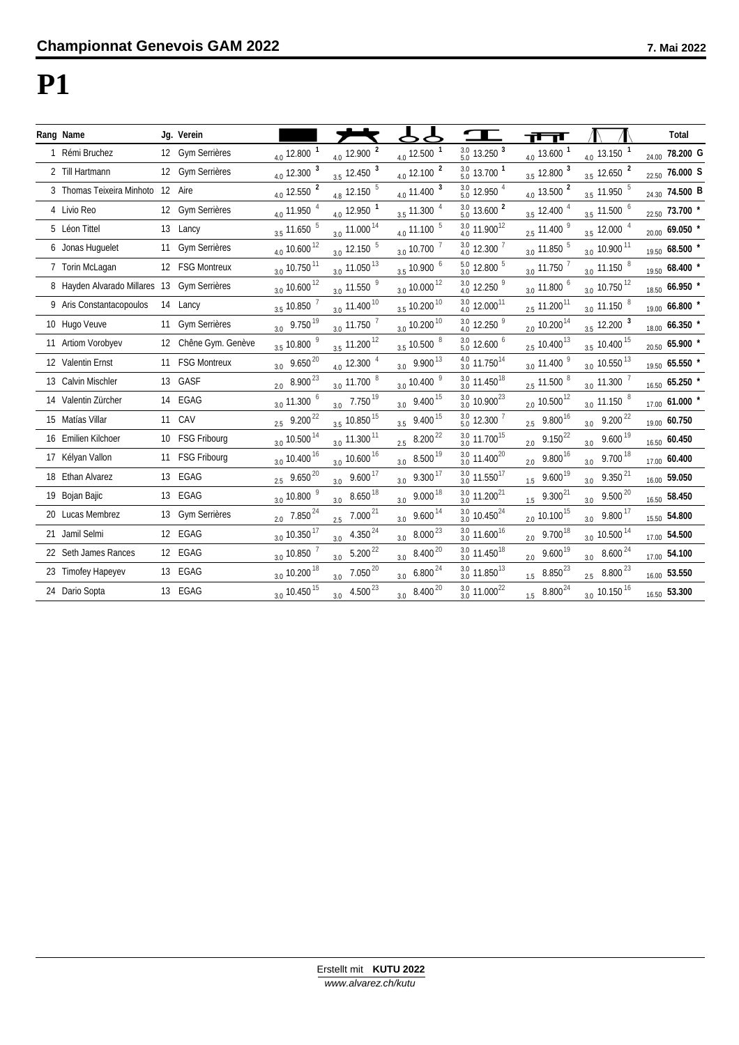## Championnat Genevois GAM 2022

**7. Mai 2022**

# P1

| Rang | Name | Jg. | Verein | Boden | Pauschenpferd | Ringe | Sprung | Barren | Reck | Total |
|---|---|---|---|---|---|---|---|---|---|---|
| 1 | Rémi Bruchez | 12 | Gym Serrières | 4.0 12.800 1 | 4.0 12.900 2 | 4.0 12.500 1 | 3.0 5.0 13.250 3 | 4.0 13.600 1 | 4.0 13.150 1 | 24.00 78.200 G |
| 2 | Till Hartmann | 12 | Gym Serrières | 4.0 12.300 3 | 3.5 12.450 3 | 4.0 12.100 2 | 3.0 5.0 13.700 1 | 3.5 12.800 3 | 3.5 12.650 2 | 22.50 76.000 S |
| 3 | Thomas Teixeira Minhoto | 12 | Aire | 4.0 12.550 2 | 4.8 12.150 5 | 4.0 11.400 3 | 3.0 5.0 12.950 4 | 4.0 13.500 2 | 3.5 11.950 5 | 24.30 74.500 B |
| 4 | Livio Reo | 12 | Gym Serrières | 4.0 11.950 4 | 4.0 12.950 1 | 3.5 11.300 4 | 3.0 5.0 13.600 2 | 3.5 12.400 4 | 3.5 11.500 6 | 22.50 73.700 * |
| 5 | Léon Tittel | 13 | Lancy | 3.5 11.650 5 | 3.0 11.000 14 | 4.0 11.100 5 | 3.0 4.0 11.900 12 | 2.5 11.400 9 | 3.5 12.000 4 | 20.00 69.050 * |
| 6 | Jonas Huguelet | 11 | Gym Serrières | 4.0 10.600 12 | 3.0 12.150 5 | 3.0 10.700 7 | 3.0 4.0 12.300 7 | 3.0 11.850 5 | 3.0 10.900 11 | 19.50 68.500 * |
| 7 | Torin McLagan | 12 | FSG Montreux | 3.0 10.750 11 | 3.0 11.050 13 | 3.5 10.900 6 | 5.0 3.0 12.800 5 | 3.0 11.750 7 | 3.0 11.150 8 | 19.50 68.400 * |
| 8 | Hayden Alvarado Millares | 13 | Gym Serrières | 3.0 10.600 12 | 3.0 11.550 9 | 3.0 10.000 12 | 3.0 4.0 12.250 9 | 3.0 11.800 6 | 3.0 10.750 12 | 18.50 66.950 * |
| 9 | Aris Constantacopoulos | 14 | Lancy | 3.5 10.850 7 | 3.0 11.400 10 | 3.5 10.200 10 | 3.0 4.0 12.000 11 | 2.5 11.200 11 | 3.0 11.150 8 | 19.00 66.800 * |
| 10 | Hugo Veuve | 11 | Gym Serrières | 3.0 9.750 19 | 3.0 11.750 7 | 3.0 10.200 10 | 3.0 4.0 12.250 9 | 2.0 10.200 14 | 3.5 12.200 3 | 18.00 66.350 * |
| 11 | Artiom Vorobyev | 12 | Chêne Gym. Genève | 3.5 10.800 9 | 3.5 11.200 12 | 3.5 10.500 8 | 3.0 5.0 12.600 6 | 2.5 10.400 13 | 3.5 10.400 15 | 20.50 65.900 * |
| 12 | Valentin Ernst | 11 | FSG Montreux | 3.0 9.650 20 | 4.0 12.300 4 | 3.0 9.900 13 | 4.0 3.0 11.750 14 | 3.0 11.400 9 | 3.0 10.550 13 | 19.50 65.550 * |
| 13 | Calvin Mischler | 13 | GASF | 2.0 8.900 23 | 3.0 11.700 8 | 3.0 10.400 9 | 3.0 3.0 11.450 18 | 2.5 11.500 8 | 3.0 11.300 7 | 16.50 65.250 * |
| 14 | Valentin Zürcher | 14 | EGAG | 3.0 11.300 6 | 3.0 7.750 19 | 3.0 9.400 15 | 3.0 3.0 10.900 23 | 2.0 10.500 12 | 3.0 11.150 8 | 17.00 61.000 * |
| 15 | Matías Villar | 11 | CAV | 2.5 9.200 22 | 3.5 10.850 15 | 3.5 9.400 15 | 3.0 5.0 12.300 7 | 2.5 9.800 16 | 3.0 9.200 22 | 19.00 60.750 |
| 16 | Emilien Kilchoer | 10 | FSG Fribourg | 3.0 10.500 14 | 3.0 11.300 11 | 2.5 8.200 22 | 3.0 3.0 11.700 15 | 2.0 9.150 22 | 3.0 9.600 19 | 16.50 60.450 |
| 17 | Kélyan Vallon | 11 | FSG Fribourg | 3.0 10.400 16 | 3.0 10.600 16 | 3.0 8.500 19 | 3.0 3.0 11.400 20 | 2.0 9.800 16 | 3.0 9.700 18 | 17.00 60.400 |
| 18 | Ethan Alvarez | 13 | EGAG | 2.5 9.650 20 | 3.0 9.600 17 | 3.0 9.300 17 | 3.0 3.0 11.550 17 | 1.5 9.600 19 | 3.0 9.350 21 | 16.00 59.050 |
| 19 | Bojan Bajic | 13 | EGAG | 3.0 10.800 9 | 3.0 8.650 18 | 3.0 9.000 18 | 3.0 3.0 11.200 21 | 1.5 9.300 21 | 3.0 9.500 20 | 16.50 58.450 |
| 20 | Lucas Membrez | 13 | Gym Serrières | 2.0 7.850 24 | 2.5 7.000 21 | 3.0 9.600 14 | 3.0 3.0 10.450 24 | 2.0 10.100 15 | 3.0 9.800 17 | 15.50 54.800 |
| 21 | Jamil Selmi | 12 | EGAG | 3.0 10.350 17 | 3.0 4.350 24 | 3.0 8.000 23 | 3.0 3.0 11.600 16 | 2.0 9.700 18 | 3.0 10.500 14 | 17.00 54.500 |
| 22 | Seth James Rances | 12 | EGAG | 3.0 10.850 7 | 3.0 5.200 22 | 3.0 8.400 20 | 3.0 3.0 11.450 18 | 2.0 9.600 19 | 3.0 8.600 24 | 17.00 54.100 |
| 23 | Timofey Hapeyev | 13 | EGAG | 3.0 10.200 18 | 3.0 7.050 20 | 3.0 6.800 24 | 3.0 3.0 11.850 13 | 1.5 8.850 23 | 2.5 8.800 23 | 16.00 53.550 |
| 24 | Dario Sopta | 13 | EGAG | 3.0 10.450 15 | 3.0 4.500 23 | 3.0 8.400 20 | 3.0 3.0 11.000 22 | 1.5 8.800 24 | 3.0 10.150 16 | 16.50 53.300 |

Erstellt mit **KUTU 2022**
*www.alvarez.ch/kutu*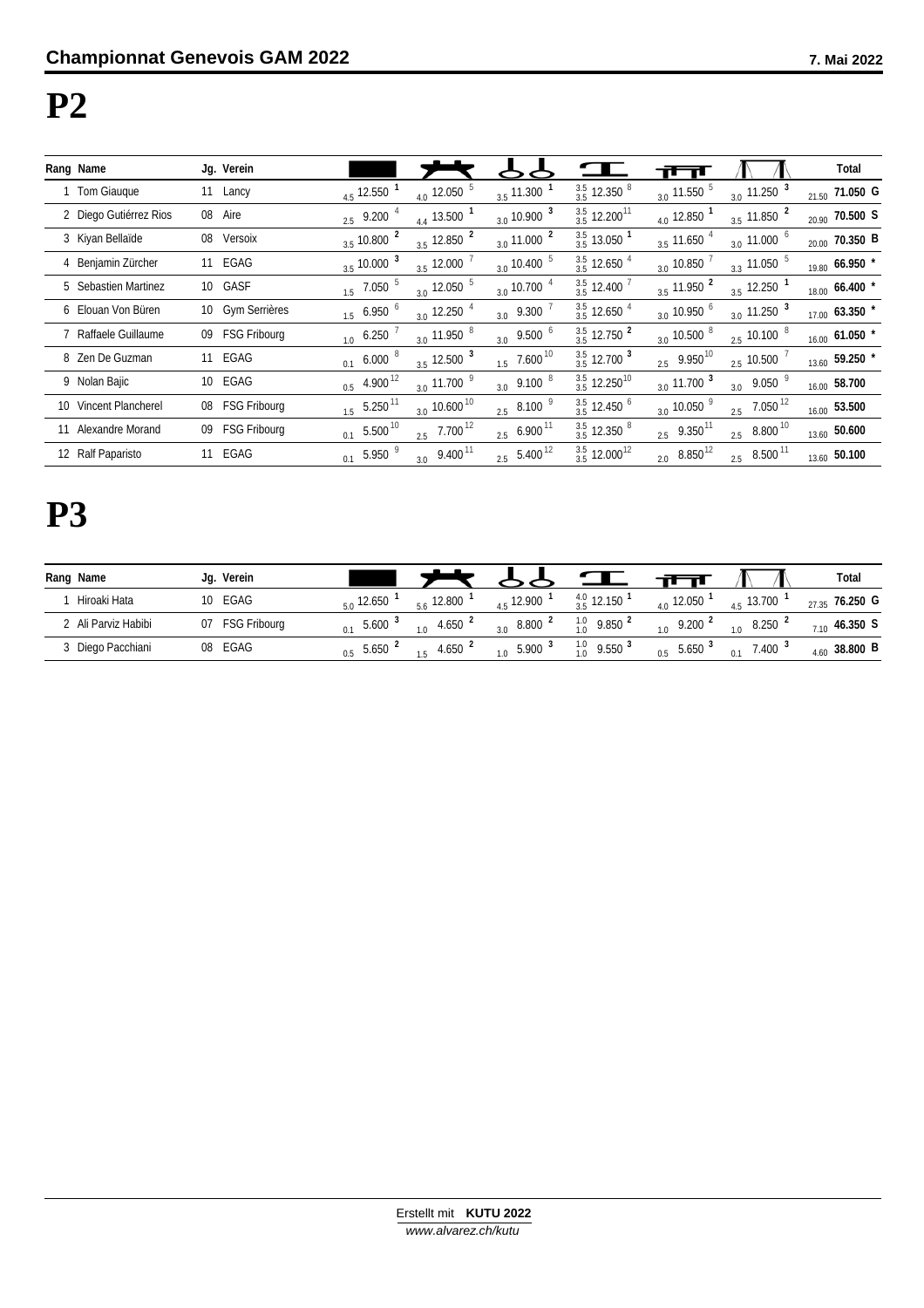**Championnat Genevois GAM 2022** **7. Mai 2022**

# P2

| Rang | Name | Jg. | Verein | Boden | Pferd | Ringe | Sprung | Barren | Reck | Total |
|---|---|---|---|---|---|---|---|---|---|---|
| 1 | Tom Giauque | 11 | Lancy | 4.5 12.550 1 | 4.0 12.050 5 | 3.5 11.300 1 | 3.5 3.5 12.350 8 | 3.0 11.550 5 | 3.0 11.250 3 | 21.50 71.050 G |
| 2 | Diego Gutiérrez Rios | 08 | Aire | 2.5 9.200 4 | 4.4 13.500 1 | 3.0 10.900 3 | 3.5 3.5 12.200 11 | 4.0 12.850 1 | 3.5 11.850 2 | 20.90 70.500 S |
| 3 | Kiyan Bellaïde | 08 | Versoix | 3.5 10.800 2 | 3.5 12.850 2 | 3.0 11.000 2 | 3.5 3.5 13.050 1 | 3.5 11.650 4 | 3.0 11.000 6 | 20.00 70.350 B |
| 4 | Benjamin Zürcher | 11 | EGAG | 3.5 10.000 3 | 3.5 12.000 7 | 3.0 10.400 5 | 3.5 3.5 12.650 4 | 3.0 10.850 7 | 3.3 11.050 5 | 19.80 66.950 * |
| 5 | Sebastien Martinez | 10 | GASF | 1.5 7.050 5 | 3.0 12.050 5 | 3.0 10.700 4 | 3.5 3.5 12.400 7 | 3.5 11.950 2 | 3.5 12.250 1 | 18.00 66.400 * |
| 6 | Elouan Von Büren | 10 | Gym Serrières | 1.5 6.950 6 | 3.0 12.250 4 | 3.0 9.300 7 | 3.5 3.5 12.650 4 | 3.0 10.950 6 | 3.0 11.250 3 | 17.00 63.350 * |
| 7 | Raffaele Guillaume | 09 | FSG Fribourg | 1.0 6.250 7 | 3.0 11.950 8 | 3.0 9.500 6 | 3.5 3.5 12.750 2 | 3.0 10.500 8 | 2.5 10.100 8 | 16.00 61.050 * |
| 8 | Zen De Guzman | 11 | EGAG | 0.1 6.000 8 | 3.5 12.500 3 | 1.5 7.600 10 | 3.5 3.5 12.700 3 | 2.5 9.950 10 | 2.5 10.500 7 | 13.60 59.250 * |
| 9 | Nolan Bajic | 10 | EGAG | 0.5 4.900 12 | 3.0 11.700 9 | 3.0 9.100 8 | 3.5 3.5 12.250 10 | 3.0 11.700 3 | 3.0 9.050 9 | 16.00 58.700 |
| 10 | Vincent Plancherel | 08 | FSG Fribourg | 1.5 5.250 11 | 3.0 10.600 10 | 2.5 8.100 9 | 3.5 3.5 12.450 6 | 3.0 10.050 9 | 2.5 7.050 12 | 16.00 53.500 |
| 11 | Alexandre Morand | 09 | FSG Fribourg | 0.1 5.500 10 | 2.5 7.700 12 | 2.5 6.900 11 | 3.5 3.5 12.350 8 | 2.5 9.350 11 | 2.5 8.800 10 | 13.60 50.600 |
| 12 | Ralf Paparisto | 11 | EGAG | 0.1 5.950 9 | 3.0 9.400 11 | 2.5 5.400 12 | 3.5 3.5 12.000 12 | 2.0 8.850 12 | 2.5 8.500 11 | 13.60 50.100 |

# P3

| Rang | Name | Jg. | Verein | Boden | Pferd | Ringe | Sprung | Barren | Reck | Total |
|---|---|---|---|---|---|---|---|---|---|---|
| 1 | Hiroaki Hata | 10 | EGAG | 5.0 12.650 1 | 5.6 12.800 1 | 4.5 12.900 1 | 4.0 3.5 12.150 1 | 4.0 12.050 1 | 4.5 13.700 1 | 27.35 76.250 G |
| 2 | Ali Parviz Habibi | 07 | FSG Fribourg | 0.1 5.600 3 | 1.0 4.650 2 | 3.0 8.800 2 | 1.0 1.0 9.850 2 | 1.0 9.200 2 | 1.0 8.250 2 | 7.10 46.350 S |
| 3 | Diego Pacchiani | 08 | EGAG | 0.5 5.650 2 | 1.5 4.650 2 | 1.0 5.900 3 | 1.0 1.0 9.550 3 | 0.5 5.650 3 | 0.1 7.400 3 | 4.60 38.800 B |

Erstellt mit **KUTU 2022**
*www.alvarez.ch/kutu*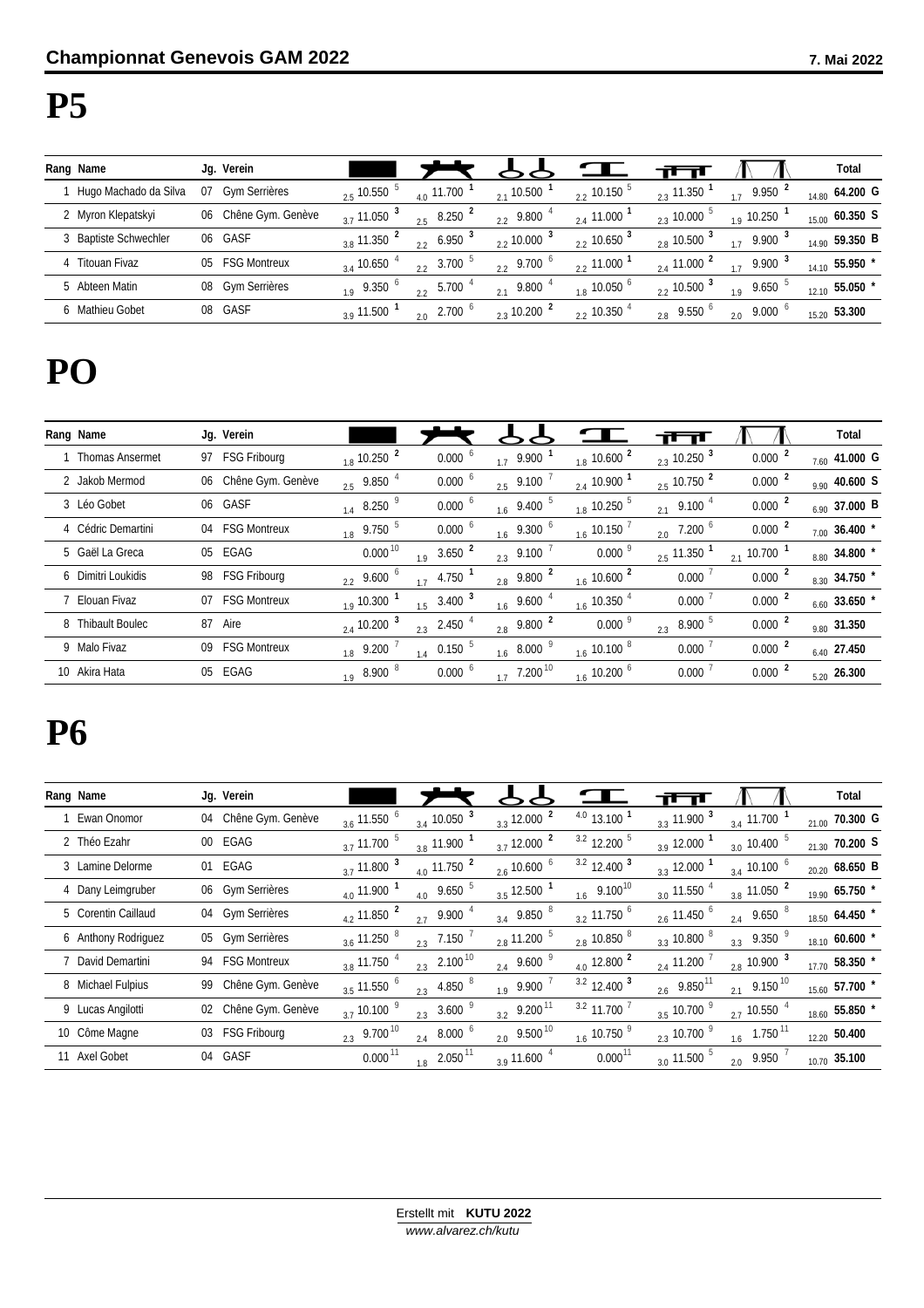## Championnat Genevois GAM 2022

**7. Mai 2022**

# P5

| Rang | Name | Jg. | Verein | Boden | Pauschenpferd | Ringe | Sprung | Barren | Reck | Total |
|---|---|---|---|---|---|---|---|---|---|---|
| 1 | Hugo Machado da Silva | 07 | Gym Serrières | 2.5 10.550 5 | 4.0 11.700 1 | 2.1 10.500 1 | 2.2 10.150 5 | 2.3 11.350 1 | 1.7 9.950 2 | 14.80 64.200 G |
| 2 | Myron Klepatskyi | 06 | Chêne Gym. Genève | 3.7 11.050 3 | 2.5 8.250 2 | 2.2 9.800 4 | 2.4 11.000 1 | 2.3 10.000 5 | 1.9 10.250 1 | 15.00 60.350 S |
| 3 | Baptiste Schwechler | 06 | GASF | 3.8 11.350 2 | 2.2 6.950 3 | 2.2 10.000 3 | 2.2 10.650 3 | 2.8 10.500 3 | 1.7 9.900 3 | 14.90 59.350 B |
| 4 | Titouan Fivaz | 05 | FSG Montreux | 3.4 10.650 4 | 2.2 3.700 5 | 2.2 9.700 6 | 2.2 11.000 1 | 2.4 11.000 2 | 1.7 9.900 3 | 14.10 55.950 * |
| 5 | Abteen Matin | 08 | Gym Serrières | 1.9 9.350 6 | 2.2 5.700 4 | 2.1 9.800 4 | 1.8 10.050 6 | 2.2 10.500 3 | 1.9 9.650 5 | 12.10 55.050 * |
| 6 | Mathieu Gobet | 08 | GASF | 3.9 11.500 1 | 2.0 2.700 6 | 2.3 10.200 2 | 2.2 10.350 4 | 2.8 9.550 6 | 2.0 9.000 6 | 15.20 53.300 |

# PO

| Rang | Name | Jg. | Verein | Boden | Pauschenpferd | Ringe | Sprung | Barren | Reck | Total |
|---|---|---|---|---|---|---|---|---|---|---|
| 1 | Thomas Ansermet | 97 | FSG Fribourg | 1.8 10.250 2 | 0.000 6 | 1.7 9.900 1 | 1.8 10.600 2 | 2.3 10.250 3 | 0.000 2 | 7.60 41.000 G |
| 2 | Jakob Mermod | 06 | Chêne Gym. Genève | 2.5 9.850 4 | 0.000 6 | 2.5 9.100 7 | 2.4 10.900 1 | 2.5 10.750 2 | 0.000 2 | 9.90 40.600 S |
| 3 | Léo Gobet | 06 | GASF | 1.4 8.250 9 | 0.000 6 | 1.6 9.400 5 | 1.8 10.250 5 | 2.1 9.100 4 | 0.000 2 | 6.90 37.000 B |
| 4 | Cédric Demartini | 04 | FSG Montreux | 1.8 9.750 5 | 0.000 6 | 1.6 9.300 6 | 1.6 10.150 7 | 2.0 7.200 6 | 0.000 2 | 7.00 36.400 * |
| 5 | Gaël La Greca | 05 | EGAG | 0.000 10 | 1.9 3.650 2 | 2.3 9.100 7 | 0.000 9 | 2.5 11.350 1 | 2.1 10.700 1 | 8.80 34.800 * |
| 6 | Dimitri Loukidis | 98 | FSG Fribourg | 2.2 9.600 6 | 1.7 4.750 1 | 2.8 9.800 2 | 1.6 10.600 2 | 0.000 7 | 0.000 2 | 8.30 34.750 * |
| 7 | Elouan Fivaz | 07 | FSG Montreux | 1.9 10.300 1 | 1.5 3.400 3 | 1.6 9.600 4 | 1.6 10.350 4 | 0.000 7 | 0.000 2 | 6.60 33.650 * |
| 8 | Thibault Boulec | 87 | Aire | 2.4 10.200 3 | 2.3 2.450 4 | 2.8 9.800 2 | 0.000 9 | 2.3 8.900 5 | 0.000 2 | 9.80 31.350 |
| 9 | Malo Fivaz | 09 | FSG Montreux | 1.8 9.200 7 | 1.4 0.150 5 | 1.6 8.000 9 | 1.6 10.100 8 | 0.000 7 | 0.000 2 | 6.40 27.450 |
| 10 | Akira Hata | 05 | EGAG | 1.9 8.900 8 | 0.000 6 | 1.7 7.200 10 | 1.6 10.200 6 | 0.000 7 | 0.000 2 | 5.20 26.300 |

# P6

| Rang | Name | Jg. | Verein | Boden | Pauschenpferd | Ringe | Sprung | Barren | Reck | Total |
|---|---|---|---|---|---|---|---|---|---|---|
| 1 | Ewan Onomor | 04 | Chêne Gym. Genève | 3.6 11.550 6 | 3.4 10.050 3 | 3.3 12.000 2 | 4.0 13.100 1 | 3.3 11.900 3 | 3.4 11.700 1 | 21.00 70.300 G |
| 2 | Théo Ezahr | 00 | EGAG | 3.7 11.700 5 | 3.8 11.900 1 | 3.7 12.000 2 | 3.2 12.200 5 | 3.9 12.000 1 | 3.0 10.400 5 | 21.30 70.200 S |
| 3 | Lamine Delorme | 01 | EGAG | 3.7 11.800 3 | 4.0 11.750 2 | 2.6 10.600 6 | 3.2 12.400 3 | 3.3 12.000 1 | 3.4 10.100 6 | 20.20 68.650 B |
| 4 | Dany Leimgruber | 06 | Gym Serrières | 4.0 11.900 1 | 4.0 9.650 5 | 3.5 12.500 1 | 1.6 9.100 10 | 3.0 11.550 4 | 3.8 11.050 2 | 19.90 65.750 * |
| 5 | Corentin Caillaud | 04 | Gym Serrières | 4.2 11.850 2 | 2.7 9.900 4 | 3.4 9.850 8 | 3.2 11.750 6 | 2.6 11.450 6 | 2.4 9.650 8 | 18.50 64.450 * |
| 6 | Anthony Rodriguez | 05 | Gym Serrières | 3.6 11.250 8 | 2.3 7.150 7 | 2.8 11.200 5 | 2.8 10.850 8 | 3.3 10.800 8 | 3.3 9.350 9 | 18.10 60.600 * |
| 7 | David Demartini | 94 | FSG Montreux | 3.8 11.750 4 | 2.3 2.100 10 | 2.4 9.600 9 | 4.0 12.800 2 | 2.4 11.200 7 | 2.8 10.900 3 | 17.70 58.350 * |
| 8 | Michael Fulpius | 99 | Chêne Gym. Genève | 3.5 11.550 6 | 2.3 4.850 8 | 1.9 9.900 7 | 3.2 12.400 3 | 2.6 9.850 11 | 2.1 9.150 10 | 15.60 57.700 * |
| 9 | Lucas Angilotti | 02 | Chêne Gym. Genève | 3.7 10.100 9 | 2.3 3.600 9 | 3.2 9.200 11 | 3.2 11.700 7 | 3.5 10.700 9 | 2.7 10.550 4 | 18.60 55.850 * |
| 10 | Côme Magne | 03 | FSG Fribourg | 2.3 9.700 10 | 2.4 8.000 6 | 2.0 9.500 10 | 1.6 10.750 9 | 2.3 10.700 9 | 1.6 1.750 11 | 12.20 50.400 |
| 11 | Axel Gobet | 04 | GASF | 0.000 11 | 1.8 2.050 11 | 3.9 11.600 4 | 0.000 11 | 3.0 11.500 5 | 2.0 9.950 7 | 10.70 35.100 |

Erstellt mit **KUTU 2022**
*www.alvarez.ch/kutu*